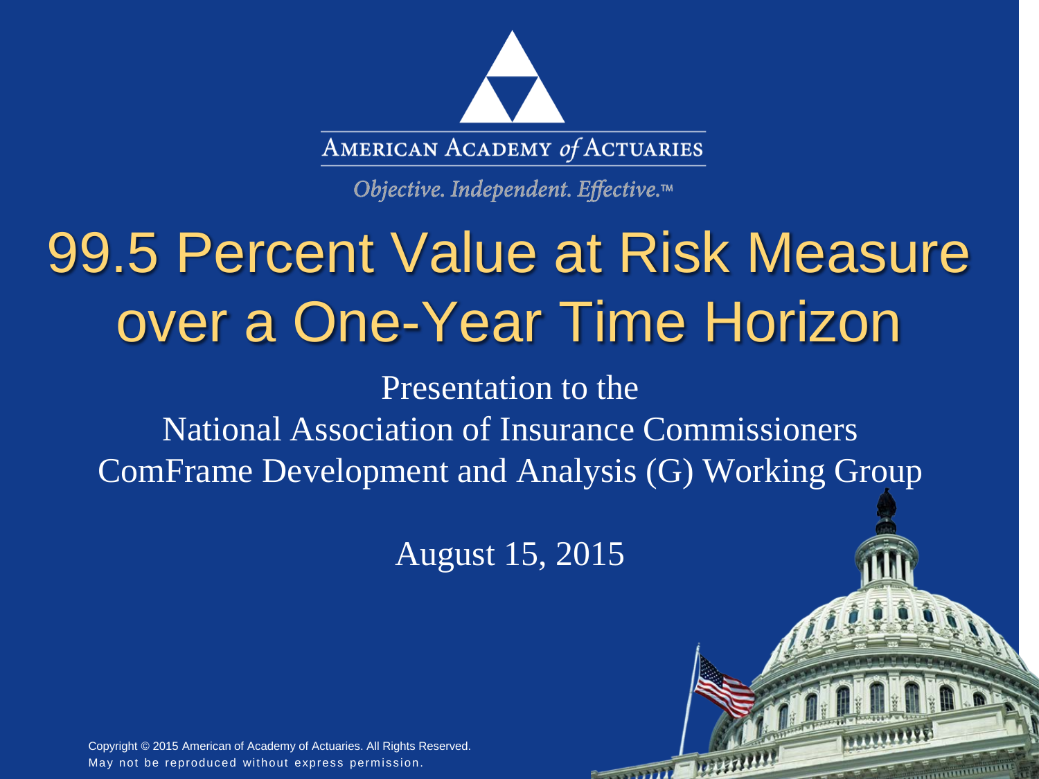American Academy *of* Actuaries

*Objective. Independent. Effective.™*

# 99.5 Percent Value at Risk Measure over a One-Year Time Horizon

Presentation to the
National Association of Insurance Commissioners
ComFrame Development and Analysis (G) Working Group

August 15, 2015

Copyright © 2015 American of Academy of Actuaries. All Rights Reserved.
May not be reproduced without express permission.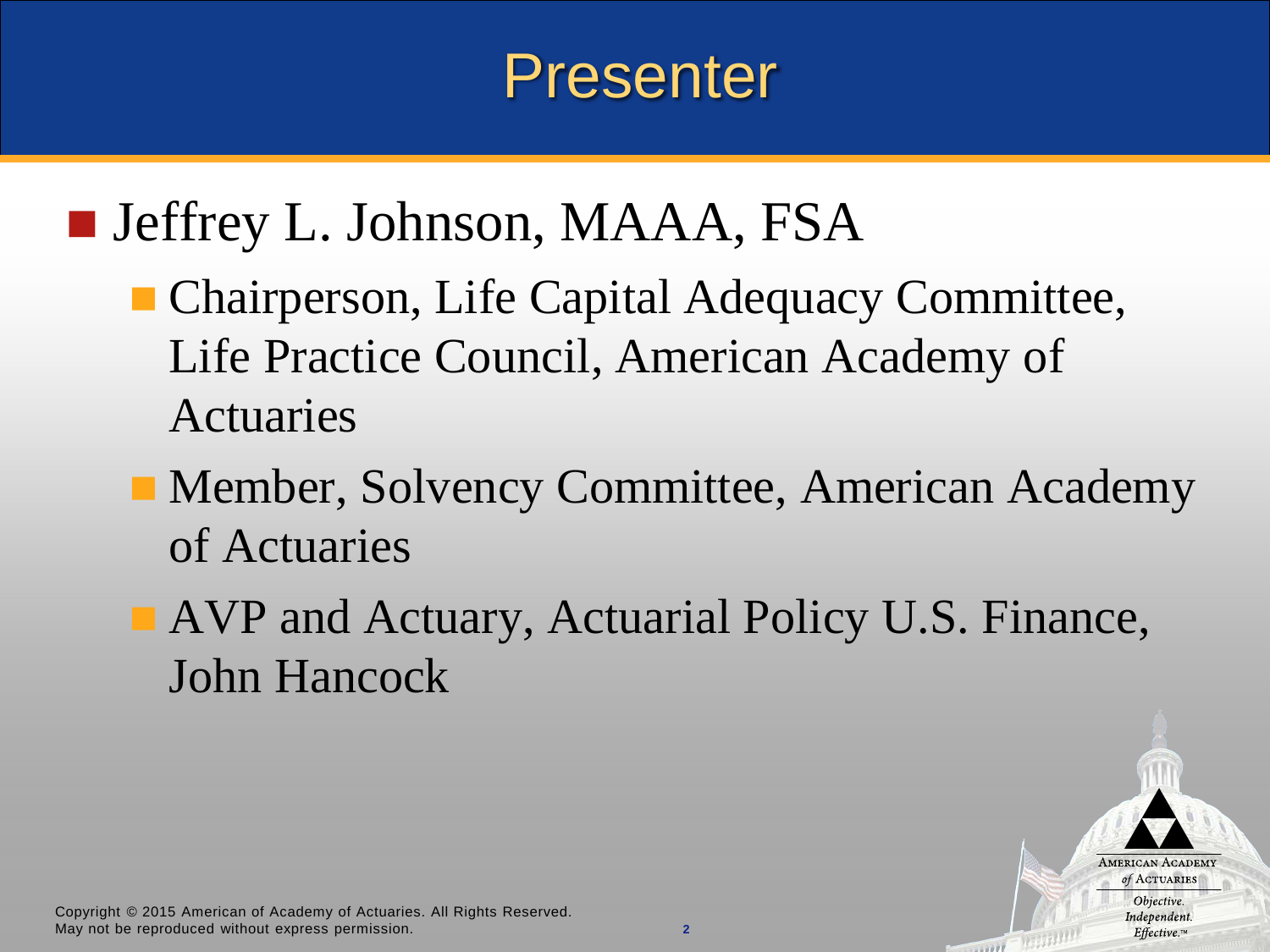# Presenter

- Jeffrey L. Johnson, MAAA, FSA
  - Chairperson, Life Capital Adequacy Committee, Life Practice Council, American Academy of Actuaries
  - Member, Solvency Committee, American Academy of Actuaries
  - AVP and Actuary, Actuarial Policy U.S. Finance, John Hancock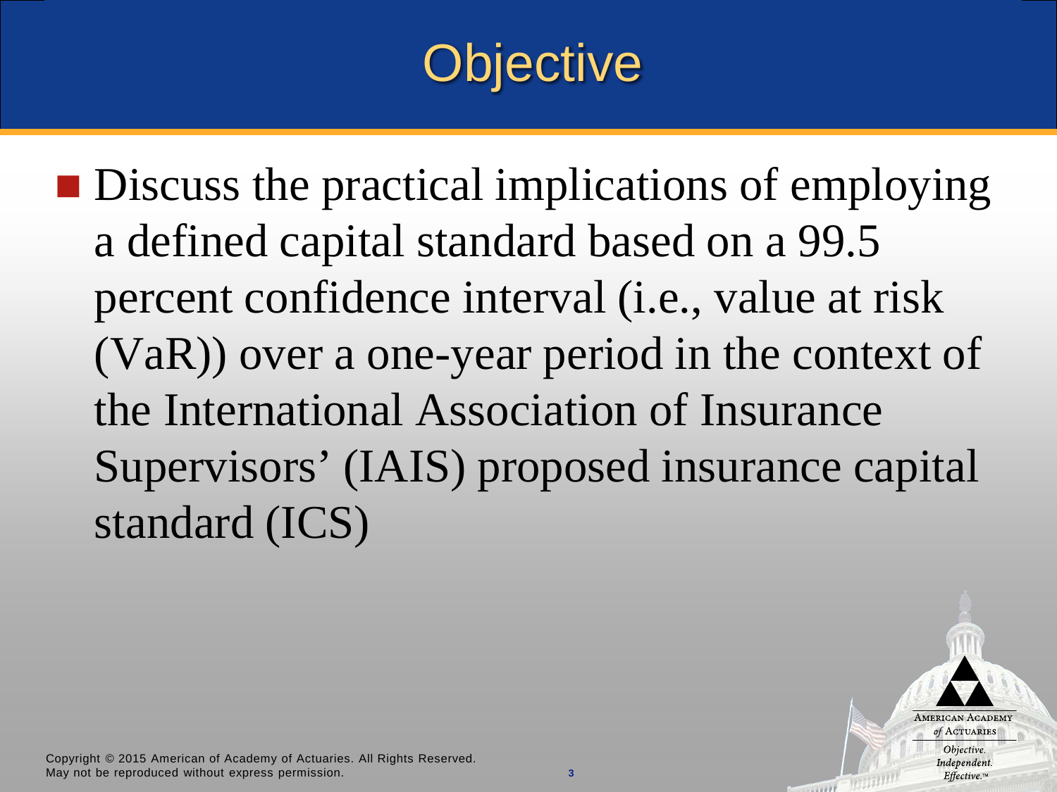# Objective

- Discuss the practical implications of employing a defined capital standard based on a 99.5 percent confidence interval (i.e., value at risk (VaR)) over a one-year period in the context of the International Association of Insurance Supervisors' (IAIS) proposed insurance capital standard (ICS)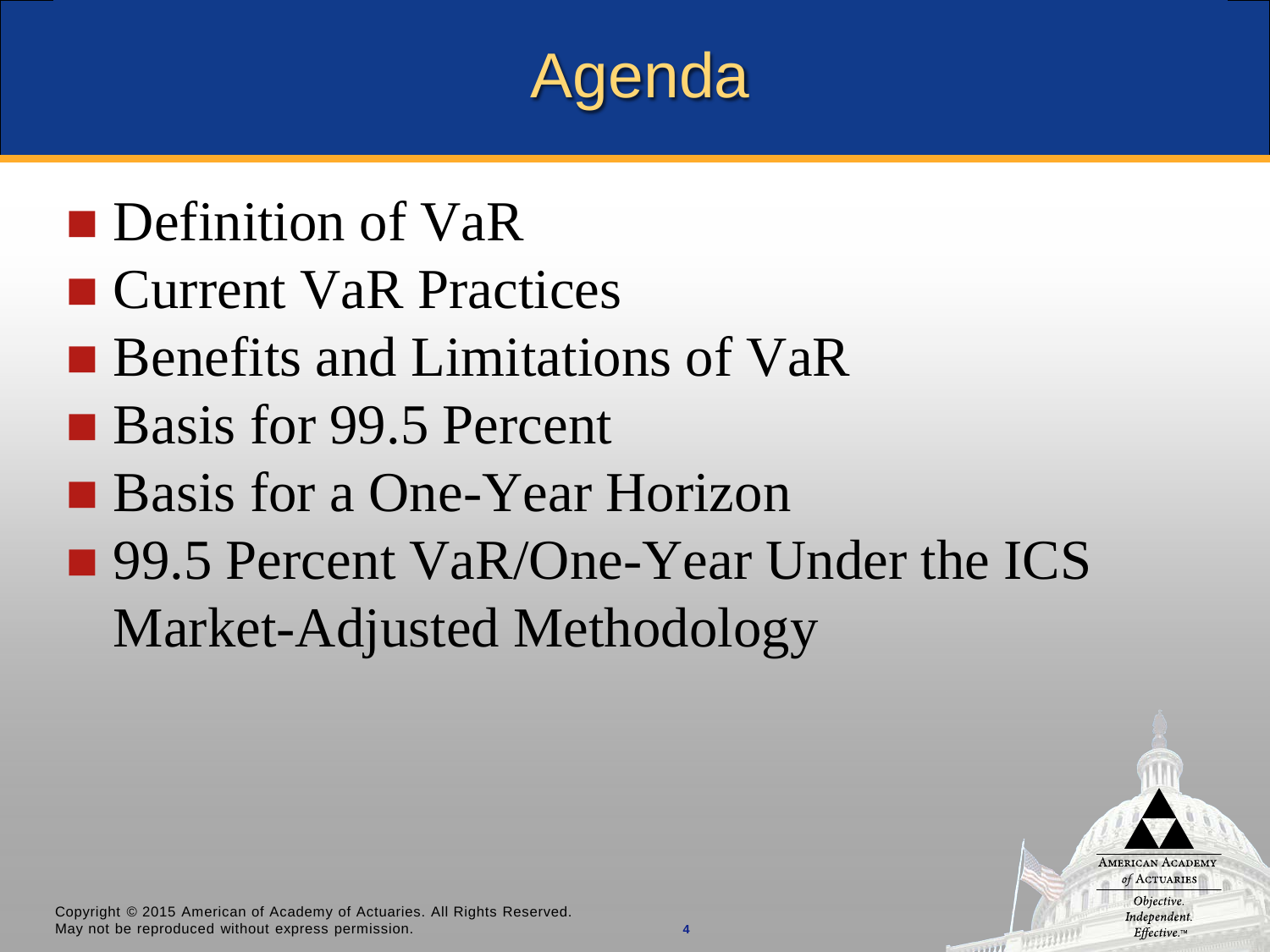# Agenda

- Definition of VaR
- Current VaR Practices
- Benefits and Limitations of VaR
- Basis for 99.5 Percent
- Basis for a One-Year Horizon
- 99.5 Percent VaR/One-Year Under the ICS Market-Adjusted Methodology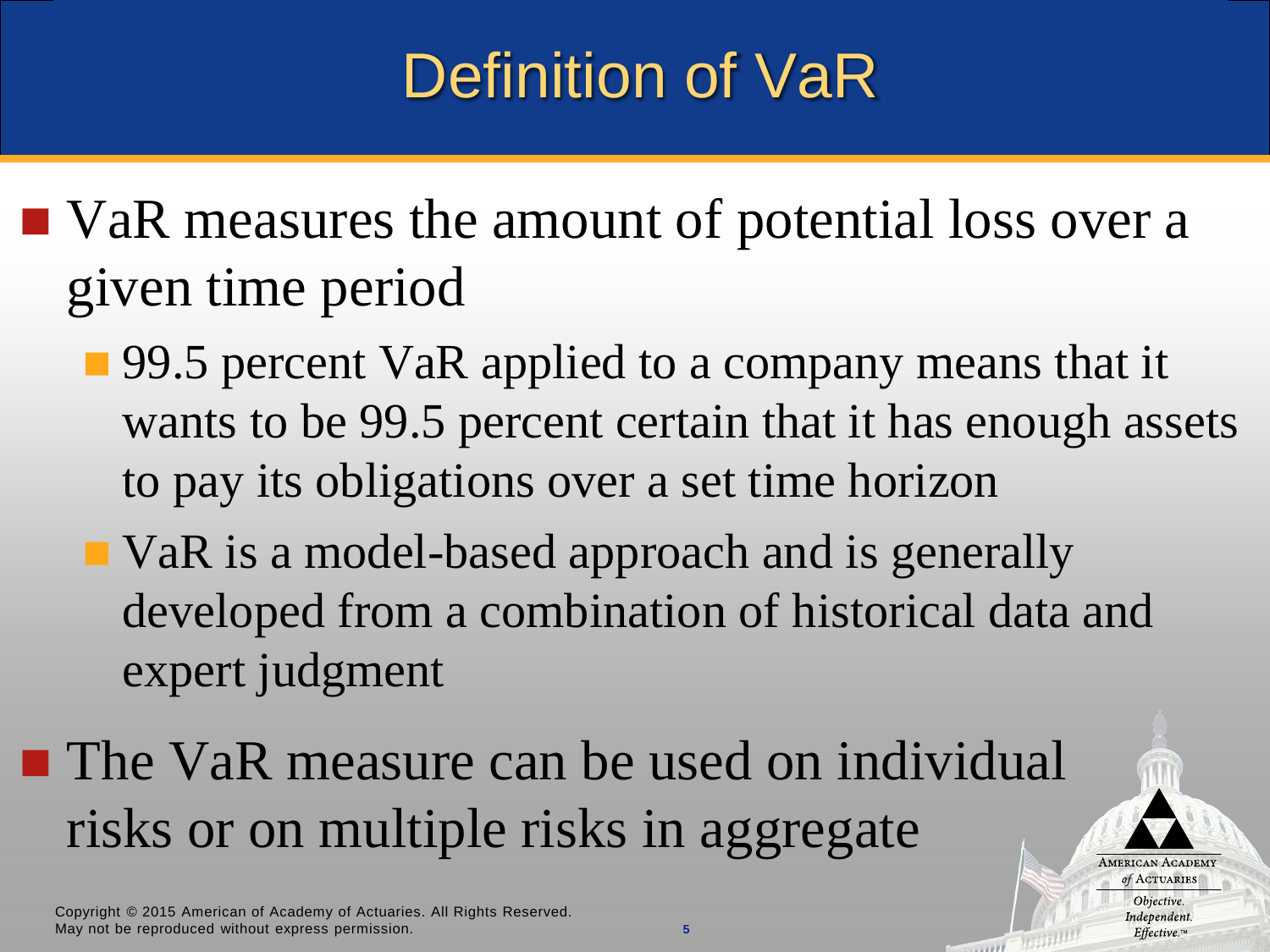# Definition of VaR

- VaR measures the amount of potential loss over a given time period
  - 99.5 percent VaR applied to a company means that it wants to be 99.5 percent certain that it has enough assets to pay its obligations over a set time horizon
  - VaR is a model-based approach and is generally developed from a combination of historical data and expert judgment
- The VaR measure can be used on individual risks or on multiple risks in aggregate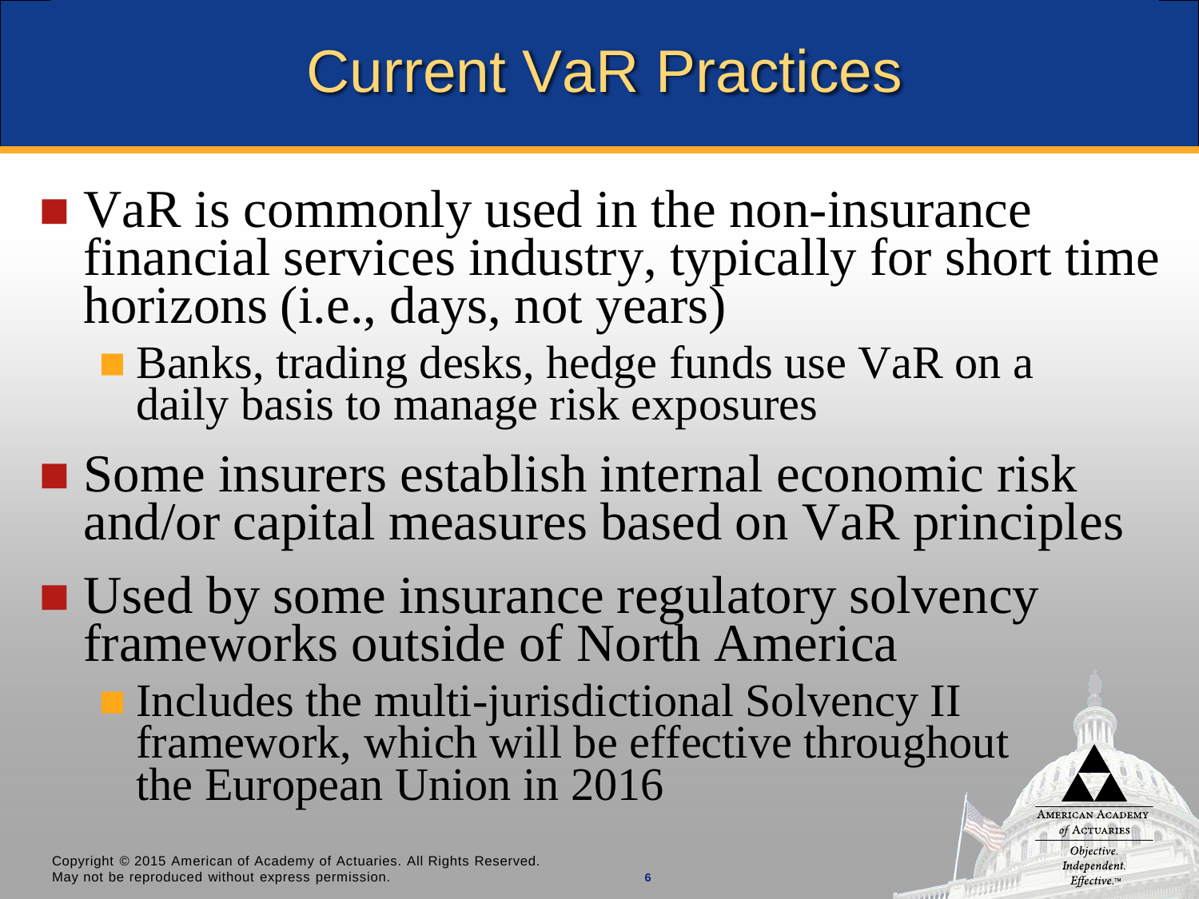# Current VaR Practices

- VaR is commonly used in the non-insurance financial services industry, typically for short time horizons (i.e., days, not years)
  - Banks, trading desks, hedge funds use VaR on a daily basis to manage risk exposures
- Some insurers establish internal economic risk and/or capital measures based on VaR principles
- Used by some insurance regulatory solvency frameworks outside of North America
  - Includes the multi-jurisdictional Solvency II framework, which will be effective throughout the European Union in 2016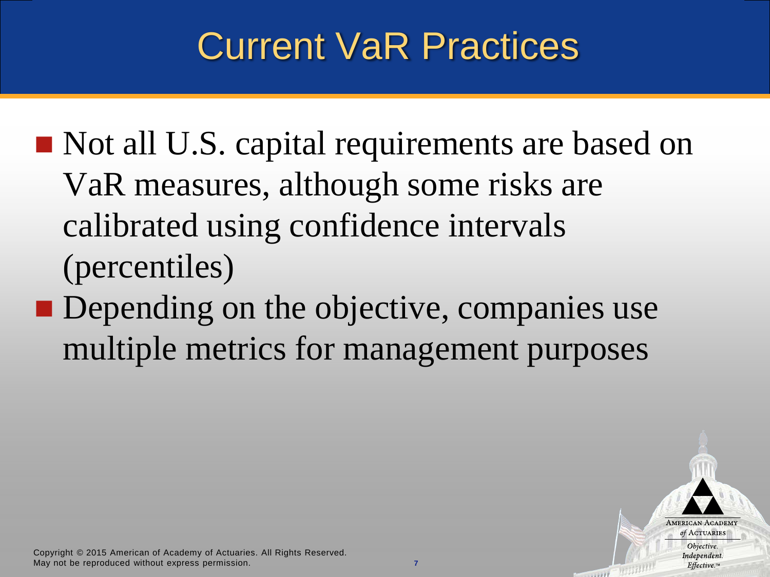# Current VaR Practices

- Not all U.S. capital requirements are based on VaR measures, although some risks are calibrated using confidence intervals (percentiles)
- Depending on the objective, companies use multiple metrics for management purposes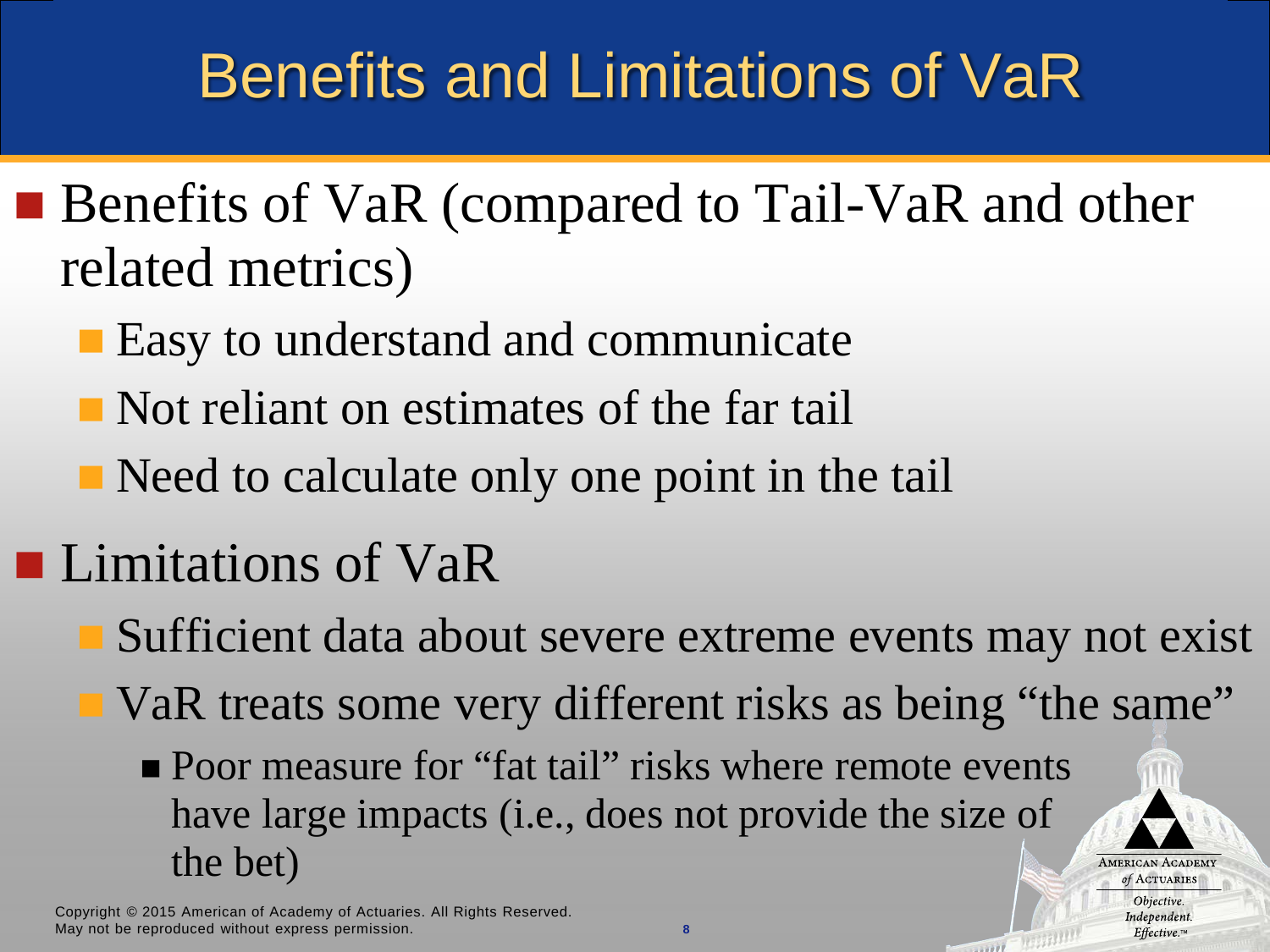# Benefits and Limitations of VaR

- Benefits of VaR (compared to Tail-VaR and other related metrics)
  - Easy to understand and communicate
  - Not reliant on estimates of the far tail
  - Need to calculate only one point in the tail
- Limitations of VaR
  - Sufficient data about severe extreme events may not exist
  - VaR treats some very different risks as being "the same"
    - Poor measure for "fat tail" risks where remote events have large impacts (i.e., does not provide the size of the bet)

Copyright © 2015 American of Academy of Actuaries. All Rights Reserved.
May not be reproduced without express permission.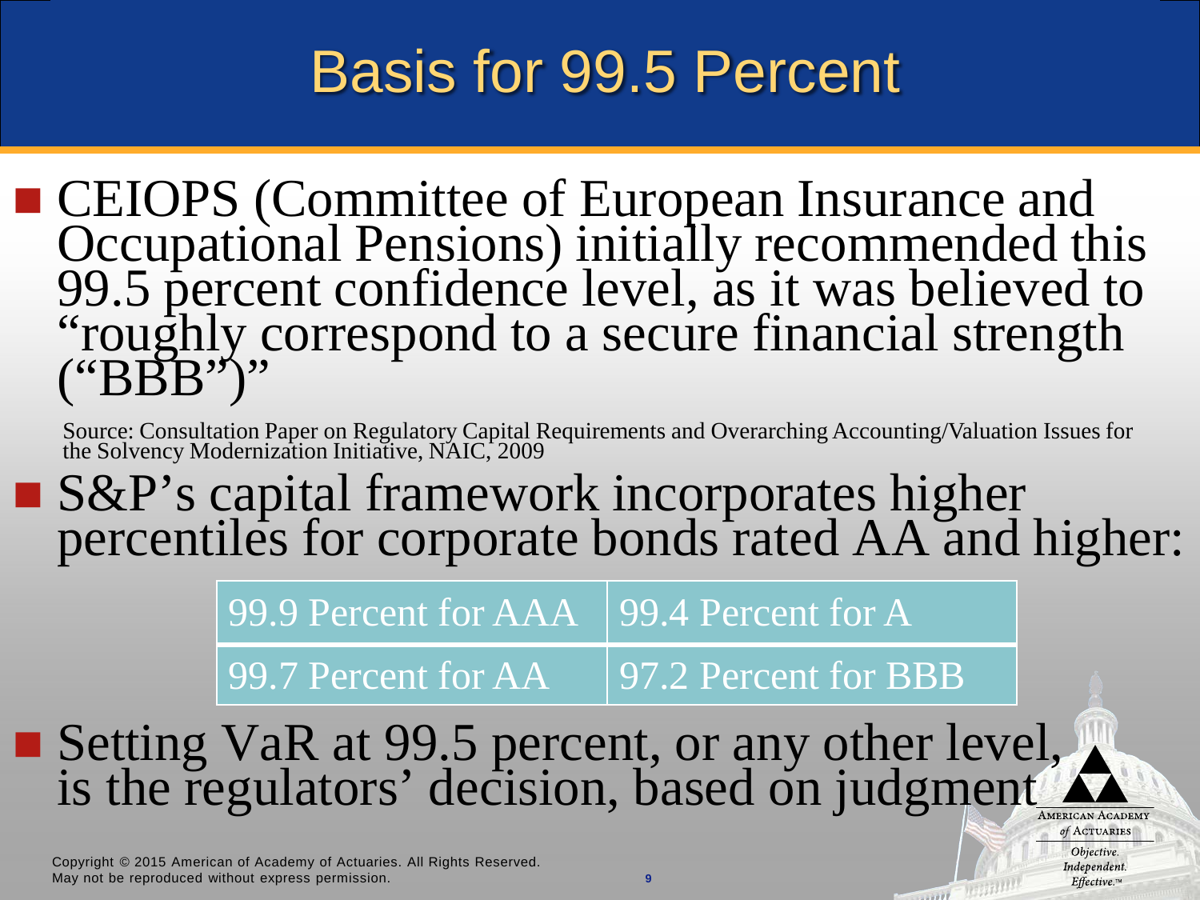# Basis for 99.5 Percent

- CEIOPS (Committee of European Insurance and Occupational Pensions) initially recommended this 99.5 percent confidence level, as it was believed to "roughly correspond to a secure financial strength ("BBB")"

Source: Consultation Paper on Regulatory Capital Requirements and Overarching Accounting/Valuation Issues for the Solvency Modernization Initiative, NAIC, 2009

- S&P's capital framework incorporates higher percentiles for corporate bonds rated AA and higher:

| | |
|---|---|
| 99.9 Percent for AAA | 99.4 Percent for A |
| 99.7 Percent for AA | 97.2 Percent for BBB |

- Setting VaR at 99.5 percent, or any other level, is the regulators' decision, based on judgment

Copyright © 2015 American of Academy of Actuaries. All Rights Reserved.
May not be reproduced without express permission.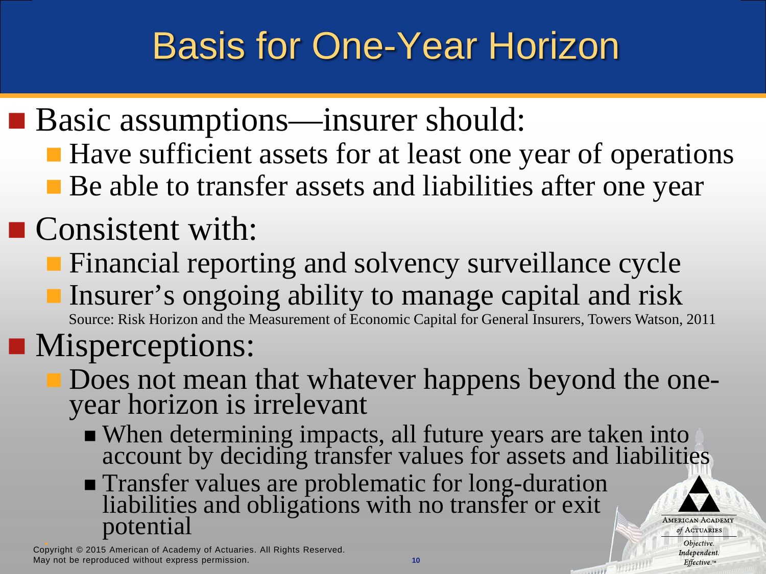# Basis for One-Year Horizon

- Basic assumptions—insurer should:
  - Have sufficient assets for at least one year of operations
  - Be able to transfer assets and liabilities after one year
- Consistent with:
  - Financial reporting and solvency surveillance cycle
  - Insurer's ongoing ability to manage capital and risk

    Source: Risk Horizon and the Measurement of Economic Capital for General Insurers, Towers Watson, 2011
- Misperceptions:
  - Does not mean that whatever happens beyond the one-year horizon is irrelevant
    - When determining impacts, all future years are taken into account by deciding transfer values for assets and liabilities
    - Transfer values are problematic for long-duration liabilities and obligations with no transfer or exit potential

Copyright © 2015 American of Academy of Actuaries. All Rights Reserved.
May not be reproduced without express permission.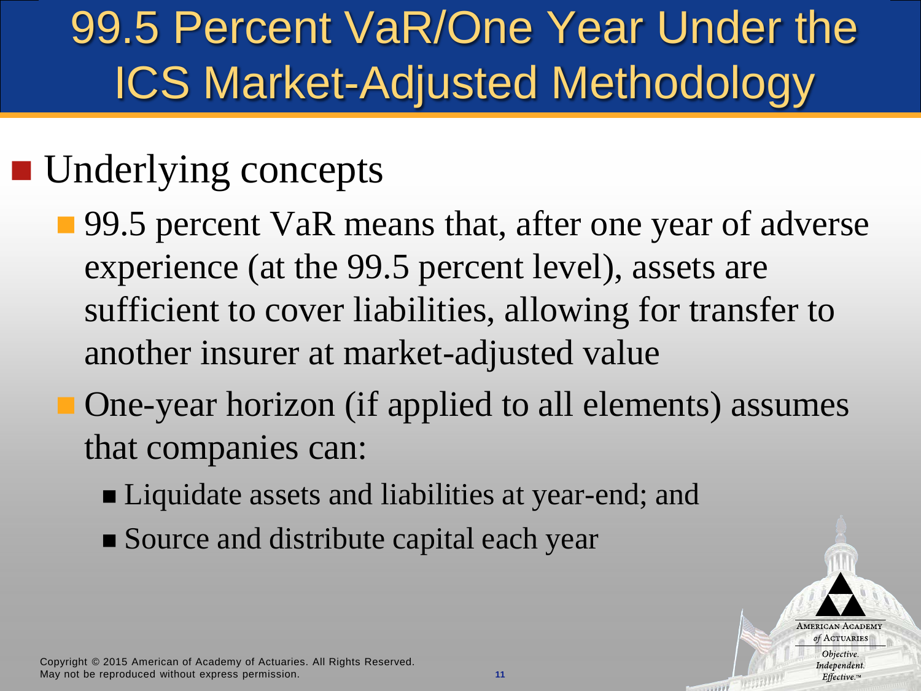# 99.5 Percent VaR/One Year Under the ICS Market-Adjusted Methodology

- Underlying concepts
  - 99.5 percent VaR means that, after one year of adverse experience (at the 99.5 percent level), assets are sufficient to cover liabilities, allowing for transfer to another insurer at market-adjusted value
  - One-year horizon (if applied to all elements) assumes that companies can:
    - Liquidate assets and liabilities at year-end; and
    - Source and distribute capital each year

Copyright © 2015 American of Academy of Actuaries. All Rights Reserved.
May not be reproduced without express permission.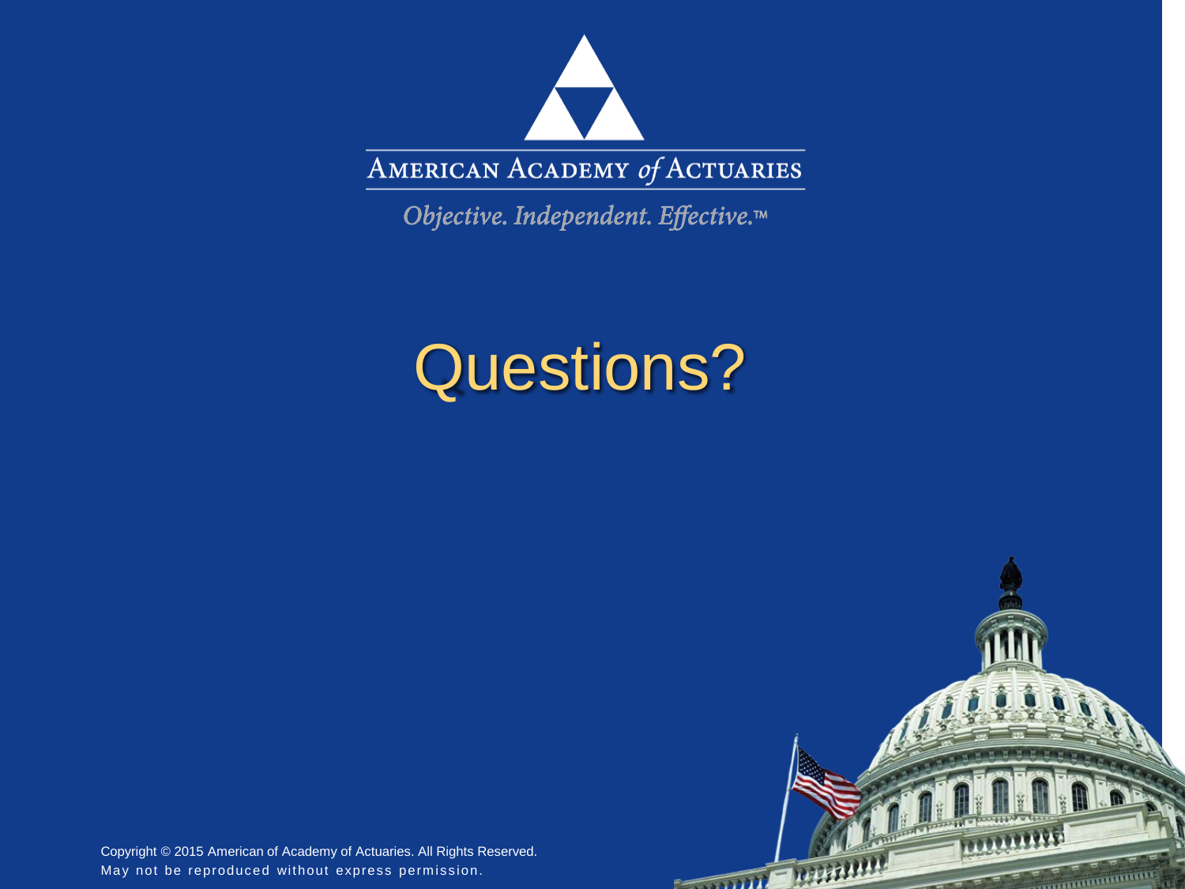AMERICAN ACADEMY *of* ACTUARIES

*Objective. Independent. Effective.™*

# Questions?

Copyright © 2015 American of Academy of Actuaries. All Rights Reserved.
May not be reproduced without express permission.